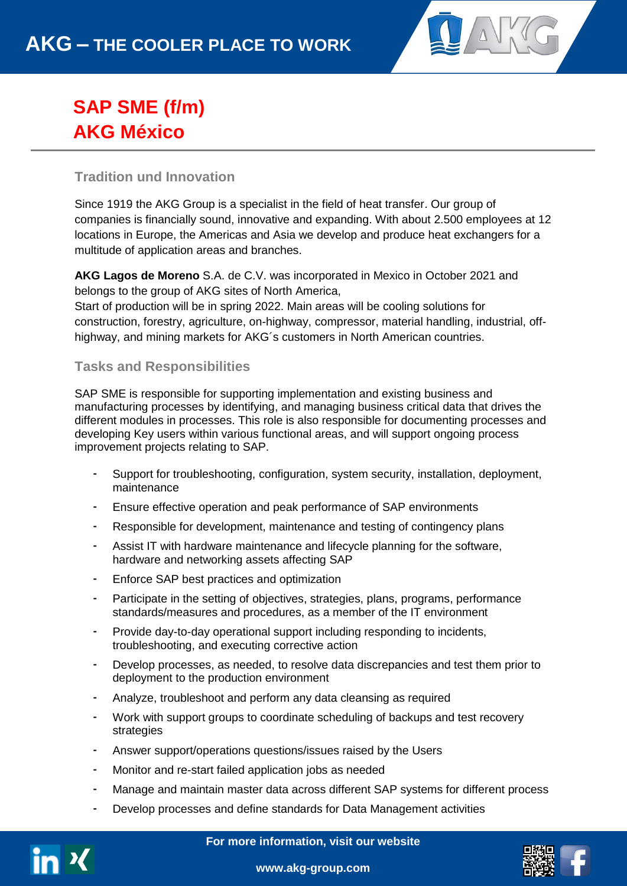# AKG – THE COOLER PLACE TO WORK

## SAP SME (f/m)
## AKG México

### Tradition und Innovation

Since 1919 the AKG Group is a specialist in the field of heat transfer. Our group of companies is financially sound, innovative and expanding. With about 2.500 employees at 12 locations in Europe, the Americas and Asia we develop and produce heat exchangers for a multitude of application areas and branches.

**AKG Lagos de Moreno** S.A. de C.V. was incorporated in Mexico in October 2021 and belongs to the group of AKG sites of North America,
Start of production will be in spring 2022. Main areas will be cooling solutions for construction, forestry, agriculture, on-highway, compressor, material handling, industrial, off-highway, and mining markets for AKG´s customers in North American countries.

### Tasks and Responsibilities

SAP SME is responsible for supporting implementation and existing business and manufacturing processes by identifying, and managing business critical data that drives the different modules in processes. This role is also responsible for documenting processes and developing Key users within various functional areas, and will support ongoing process improvement projects relating to SAP.

- Support for troubleshooting, configuration, system security, installation, deployment, maintenance
- Ensure effective operation and peak performance of SAP environments
- Responsible for development, maintenance and testing of contingency plans
- Assist IT with hardware maintenance and lifecycle planning for the software, hardware and networking assets affecting SAP
- Enforce SAP best practices and optimization
- Participate in the setting of objectives, strategies, plans, programs, performance standards/measures and procedures, as a member of the IT environment
- Provide day-to-day operational support including responding to incidents, troubleshooting, and executing corrective action
- Develop processes, as needed, to resolve data discrepancies and test them prior to deployment to the production environment
- Analyze, troubleshoot and perform any data cleansing as required
- Work with support groups to coordinate scheduling of backups and test recovery strategies
- Answer support/operations questions/issues raised by the Users
- Monitor and re-start failed application jobs as needed
- Manage and maintain master data across different SAP systems for different process
- Develop processes and define standards for Data Management activities

For more information, visit our website

www.akg-group.com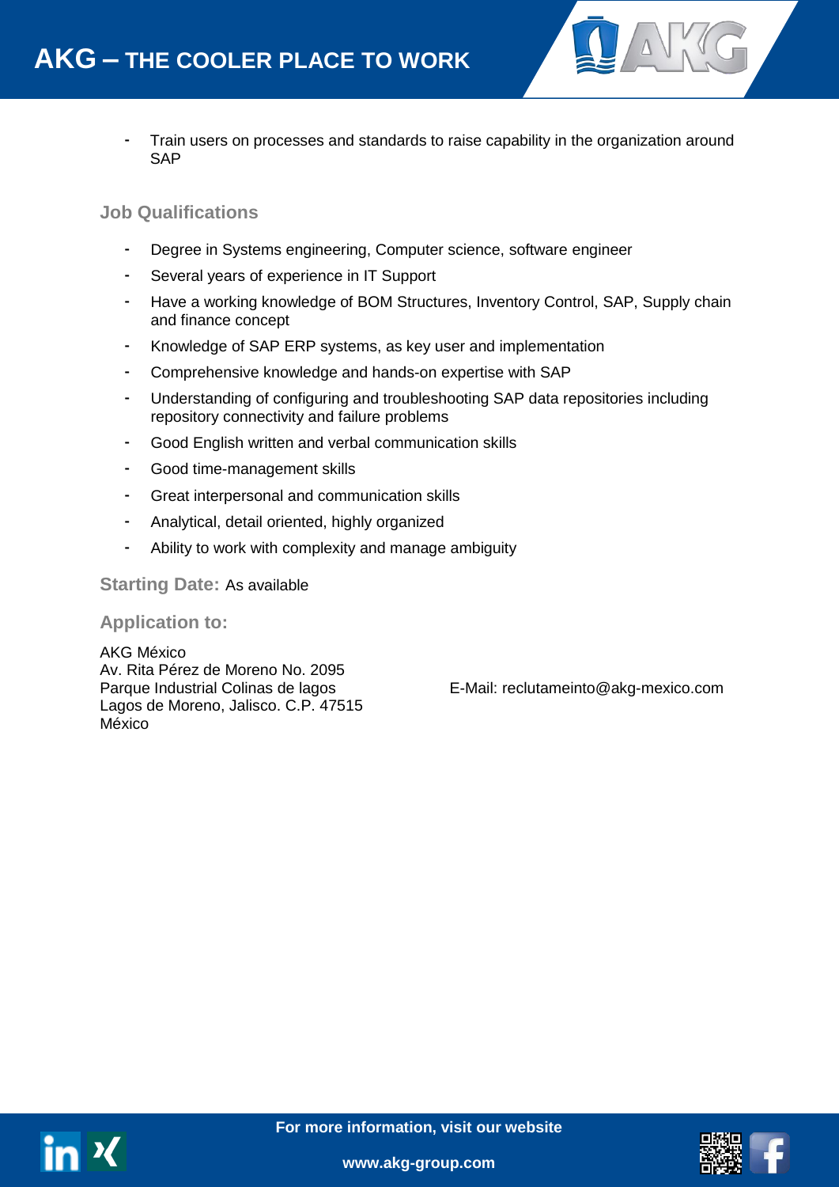- Train users on processes and standards to raise capability in the organization around SAP

## Job Qualifications

- Degree in Systems engineering, Computer science, software engineer
- Several years of experience in IT Support
- Have a working knowledge of BOM Structures, Inventory Control, SAP, Supply chain and finance concept
- Knowledge of SAP ERP systems, as key user and implementation
- Comprehensive knowledge and hands-on expertise with SAP
- Understanding of configuring and troubleshooting SAP data repositories including repository connectivity and failure problems
- Good English written and verbal communication skills
- Good time-management skills
- Great interpersonal and communication skills
- Analytical, detail oriented, highly organized
- Ability to work with complexity and manage ambiguity

**Starting Date:** As available

## Application to:

AKG México
Av. Rita Pérez de Moreno No. 2095
Parque Industrial Colinas de lagos
Lagos de Moreno, Jalisco. C.P. 47515
México

E-Mail: reclutameinto@akg-mexico.com

**For more information, visit our website**

**www.akg-group.com**